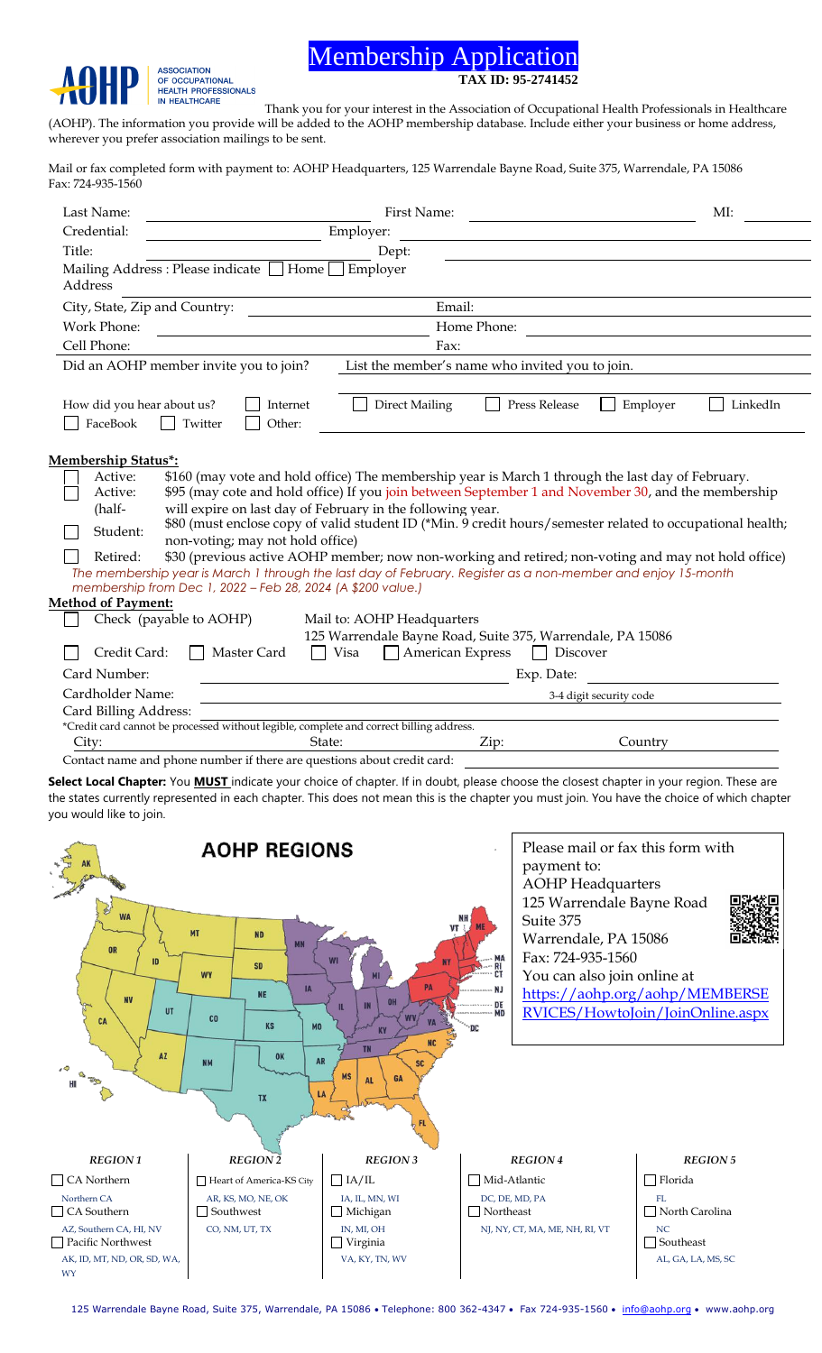ASSOCIATION OF OCCUPATIONAL HEALTH PROFESSIONALS IN HEALTHCARE

# Membership Application

**TAX ID: 95-2741452**

Thank you for your interest in the Association of Occupational Health Professionals in Healthcare (AOHP). The information you provide will be added to the AOHP membership database. Include either your business or home address, wherever you prefer association mailings to be sent.

Mail or fax completed form with payment to: AOHP Headquarters, 125 Warrendale Bayne Road, Suite 375, Warrendale, PA 15086
Fax: 724-935-1560

Last Name: ______ First Name: ______ MI: ______

Credential: ______ Employer: ______

Title: ______ Dept: ______

Mailing Address : Please indicate ☐ Home ☐ Employer

Address ______

City, State, Zip and Country: ______ Email: ______

Work Phone: ______ Home Phone: ______

Cell Phone: ______ Fax: ______

Did an AOHP member invite you to join? ______ List the member's name who invited you to join. ______

How did you hear about us? ☐ Internet ☐ Direct Mailing ☐ Press Release ☐ Employer ☐ LinkedIn ☐ FaceBook ☐ Twitter ☐ Other: ______

**Membership Status*:**

- ☐ Active: $160 (may vote and hold office) The membership year is March 1 through the last day of February.
- ☐ Active: (half-year) $95 (may cote and hold office) If you join between September 1 and November 30, and the membership will expire on last day of February in the following year.
- ☐ Student: $80 (must enclose copy of valid student ID (*Min. 9 credit hours/semester related to occupational health; non-voting; may not hold office)
- ☐ Retired: $30 (previous active AOHP member; now non-working and retired; non-voting and may not hold office)

*The membership year is March 1 through the last day of February. Register as a non-member and enjoy 15-month membership from Dec 1, 2022 – Feb 28, 2024 (A $200 value.)*

**Method of Payment:**

☐ Check (payable to AOHP) Mail to: AOHP Headquarters 125 Warrendale Bayne Road, Suite 375, Warrendale, PA 15086

☐ Credit Card: ☐ Master Card ☐ Visa ☐ American Express ☐ Discover

Card Number: ______ Exp. Date: ______

Cardholder Name: ______ 3-4 digit security code ______

Card Billing Address: ______

*Credit card cannot be processed without legible, complete and correct billing address.

City: ______ State: ______ Zip: ______ Country ______

Contact name and phone number if there are questions about credit card: ______

**Select Local Chapter:** You **MUST** indicate your choice of chapter. If in doubt, please choose the closest chapter in your region. These are the states currently represented in each chapter. This does not mean this is the chapter you must join. You have the choice of which chapter you would like to join.

**AOHP REGIONS**

Please mail or fax this form with payment to:
AOHP Headquarters
125 Warrendale Bayne Road
Suite 375
Warrendale, PA 15086
Fax: 724-935-1560
You can also join online at https://aohp.org/aohp/MEMBERSERVICES/HowtoJoin/JoinOnline.aspx

| *REGION 1* | *REGION 2* | *REGION 3* | *REGION 4* | *REGION 5* |
|---|---|---|---|---|
| ☐ CA Northern<br>Northern CA | ☐ Heart of America-KS City<br>AR, KS, MO, NE, OK | ☐ IA/IL<br>IA, IL, MN, WI | ☐ Mid-Atlantic<br>DC, DE, MD, PA | ☐ Florida<br>FL |
| ☐ CA Southern<br>AZ, Southern CA, HI, NV | ☐ Southwest<br>CO, NM, UT, TX | ☐ Michigan<br>IN, MI, OH | ☐ Northeast<br>NJ, NY, CT, MA, ME, NH, RI, VT | ☐ North Carolina<br>NC |
| ☐ Pacific Northwest<br>AK, ID, MT, ND, OR, SD, WA, WY | | ☐ Virginia<br>VA, KY, TN, WV | | ☐ Southeast<br>AL, GA, LA, MS, SC |

125 Warrendale Bayne Road, Suite 375, Warrendale, PA 15086 • Telephone: 800 362-4347 • Fax 724-935-1560 • info@aohp.org • www.aohp.org